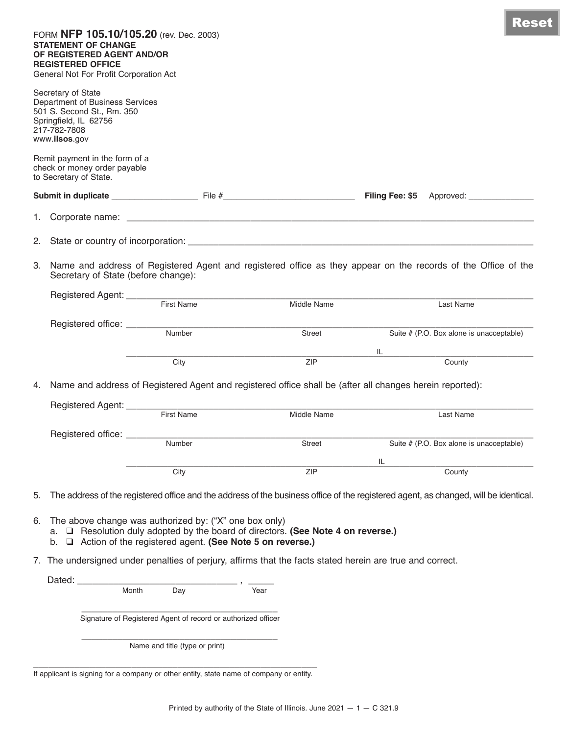FORM **NFP 105.10/105.20** (rev. Dec. 2003)
**STATEMENT OF CHANGE OF REGISTERED AGENT AND/OR REGISTERED OFFICE**
General Not For Profit Corporation Act

Secretary of State
Department of Business Services
501 S. Second St., Rm. 350
Springfield, IL 62756
217-782-7808
www.**ilsos**.gov

Remit payment in the form of a check or money order payable to Secretary of State.

**Submit in duplicate** __________________ File #____________________________ **Filing Fee: $5** Approved: ______________

1. Corporate name: ____________________________________________________________________________

2. State or country of incorporation: ______________________________________________________________

3. Name and address of Registered Agent and registered office as they appear on the records of the Office of the Secretary of State (before change):

   Registered Agent: ______________________________________________________________________
   First Name | Middle Name | Last Name

   Registered office: ______________________________________________________________________
   Number | Street | Suite # (P.O. Box alone is unacceptable)

   ______________________________________ IL ______________________________
   City | ZIP | County

4. Name and address of Registered Agent and registered office shall be (after all changes herein reported):

   Registered Agent: ______________________________________________________________________
   First Name | Middle Name | Last Name

   Registered office: ______________________________________________________________________
   Number | Street | Suite # (P.O. Box alone is unacceptable)

   ______________________________________ IL ______________________________
   City | ZIP | County

5. The address of the registered office and the address of the business office of the registered agent, as changed, will be identical.

6. The above change was authorized by: ("X" one box only)
   a. ❑ Resolution duly adopted by the board of directors. **(See Note 4 on reverse.)**
   b. ❑ Action of the registered agent. **(See Note 5 on reverse.)**

7. The undersigned under penalties of perjury, affirms that the facts stated herein are true and correct.

   Dated: ________________________________ , _____
   Month Day Year

   ________________________________________
   Signature of Registered Agent of record or authorized officer

   ________________________________________
   Name and title (type or print)

____________________________________________________________
If applicant is signing for a company or other entity, state name of company or entity.

Printed by authority of the State of Illinois. June 2021 — 1 — C 321.9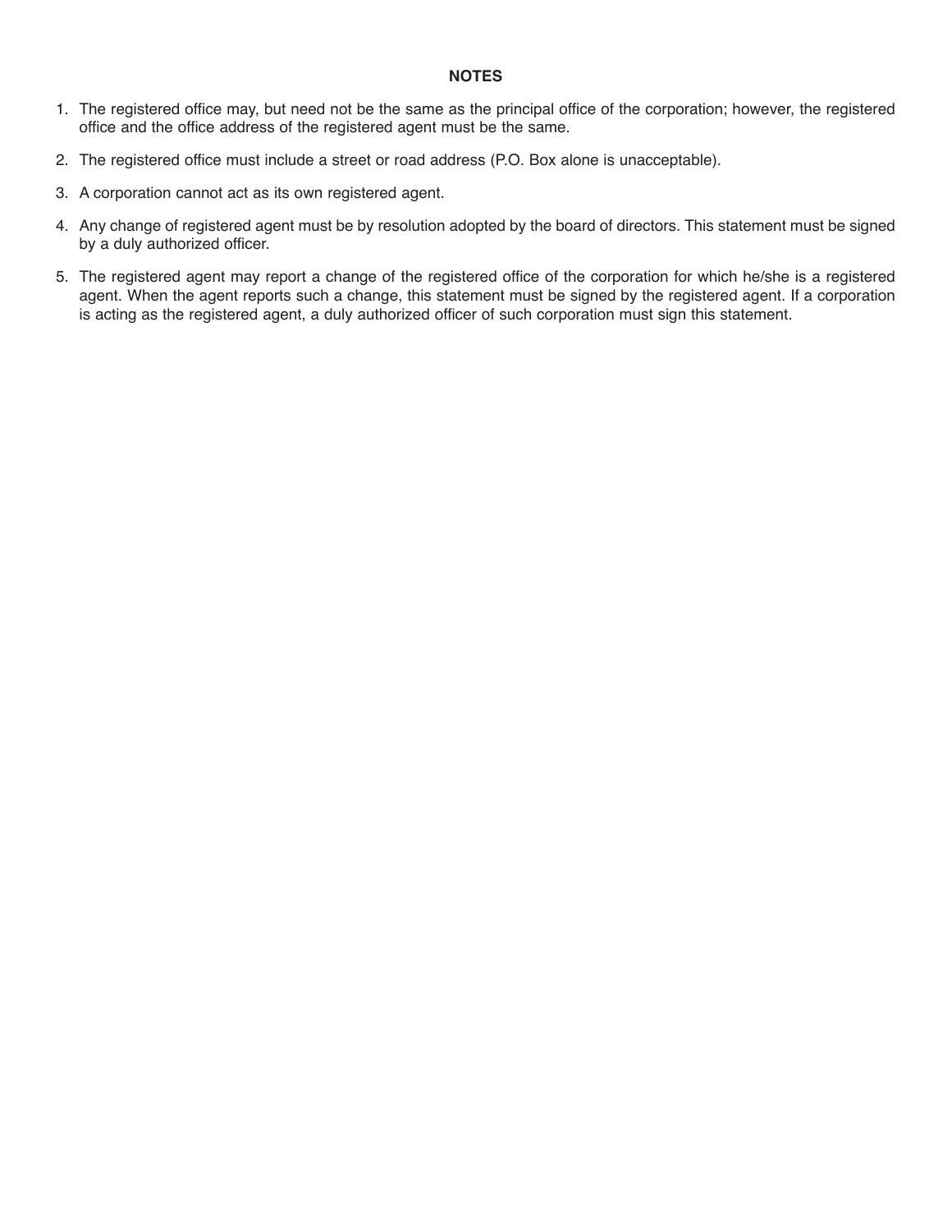**NOTES**

1. The registered office may, but need not be the same as the principal office of the corporation; however, the registered office and the office address of the registered agent must be the same.

2. The registered office must include a street or road address (P.O. Box alone is unacceptable).

3. A corporation cannot act as its own registered agent.

4. Any change of registered agent must be by resolution adopted by the board of directors. This statement must be signed by a duly authorized officer.

5. The registered agent may report a change of the registered office of the corporation for which he/she is a registered agent. When the agent reports such a change, this statement must be signed by the registered agent. If a corporation is acting as the registered agent, a duly authorized officer of such corporation must sign this statement.